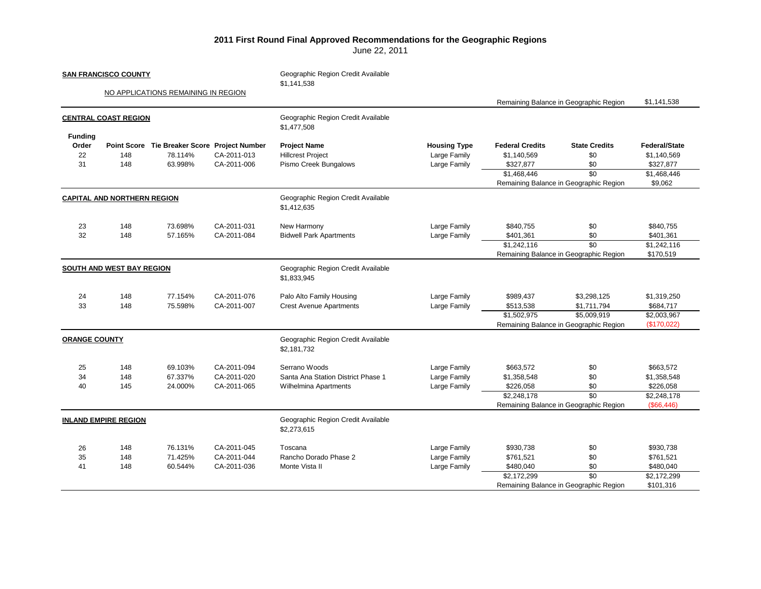# 2011 First Round Final Approved Recommendations for the Geographic Regions

June 22, 2011

**SAN FRANCISCO COUNTY**

Geographic Region Credit Available $1,141,538

NO APPLICATIONS REMAINING IN REGION

Remaining Balance in Geographic Region $1,141,538

**CENTRAL COAST REGION**

Geographic Region Credit Available $1,477,508

| Funding Order | Point Score | Tie Breaker Score | Project Number | Project Name | Housing Type | Federal Credits | State Credits | Federal/State |
|---|---|---|---|---|---|---|---|---|
| 22 | 148 | 78.114% | CA-2011-013 | Hillcrest Project | Large Family | $1,140,569 | $0 | $1,140,569 |
| 31 | 148 | 63.998% | CA-2011-006 | Pismo Creek Bungalows | Large Family | $327,877 | $0 | $327,877 |
| | | | | | | $1,468,446 | $0 | $1,468,446 |
| | | | | | | Remaining Balance in Geographic Region | | $9,062 |

**CAPITAL AND NORTHERN REGION**

Geographic Region Credit Available $1,412,635

| Funding Order | Point Score | Tie Breaker Score | Project Number | Project Name | Housing Type | Federal Credits | State Credits | Federal/State |
|---|---|---|---|---|---|---|---|---|
| 23 | 148 | 73.698% | CA-2011-031 | New Harmony | Large Family | $840,755 | $0 | $840,755 |
| 32 | 148 | 57.165% | CA-2011-084 | Bidwell Park Apartments | Large Family | $401,361 | $0 | $401,361 |
| | | | | | | $1,242,116 | $0 | $1,242,116 |
| | | | | | | Remaining Balance in Geographic Region | | $170,519 |

**SOUTH AND WEST BAY REGION**

Geographic Region Credit Available $1,833,945

| Funding Order | Point Score | Tie Breaker Score | Project Number | Project Name | Housing Type | Federal Credits | State Credits | Federal/State |
|---|---|---|---|---|---|---|---|---|
| 24 | 148 | 77.154% | CA-2011-076 | Palo Alto Family Housing | Large Family | $989,437 | $3,298,125 | $1,319,250 |
| 33 | 148 | 75.598% | CA-2011-007 | Crest Avenue Apartments | Large Family | $513,538 | $1,711,794 | $684,717 |
| | | | | | | $1,502,975 | $5,009,919 | $2,003,967 |
| | | | | | | Remaining Balance in Geographic Region | | ($170,022) |

**ORANGE COUNTY**

Geographic Region Credit Available $2,181,732

| Funding Order | Point Score | Tie Breaker Score | Project Number | Project Name | Housing Type | Federal Credits | State Credits | Federal/State |
|---|---|---|---|---|---|---|---|---|
| 25 | 148 | 69.103% | CA-2011-094 | Serrano Woods | Large Family | $663,572 | $0 | $663,572 |
| 34 | 148 | 67.337% | CA-2011-020 | Santa Ana Station District Phase 1 | Large Family | $1,358,548 | $0 | $1,358,548 |
| 40 | 145 | 24.000% | CA-2011-065 | Wilhelmina Apartments | Large Family | $226,058 | $0 | $226,058 |
| | | | | | | $2,248,178 | $0 | $2,248,178 |
| | | | | | | Remaining Balance in Geographic Region | | ($66,446) |

**INLAND EMPIRE REGION**

Geographic Region Credit Available $2,273,615

| Funding Order | Point Score | Tie Breaker Score | Project Number | Project Name | Housing Type | Federal Credits | State Credits | Federal/State |
|---|---|---|---|---|---|---|---|---|
| 26 | 148 | 76.131% | CA-2011-045 | Toscana | Large Family | $930,738 | $0 | $930,738 |
| 35 | 148 | 71.425% | CA-2011-044 | Rancho Dorado Phase 2 | Large Family | $761,521 | $0 | $761,521 |
| 41 | 148 | 60.544% | CA-2011-036 | Monte Vista II | Large Family | $480,040 | $0 | $480,040 |
| | | | | | | $2,172,299 | $0 | $2,172,299 |
| | | | | | | Remaining Balance in Geographic Region | | $101,316 |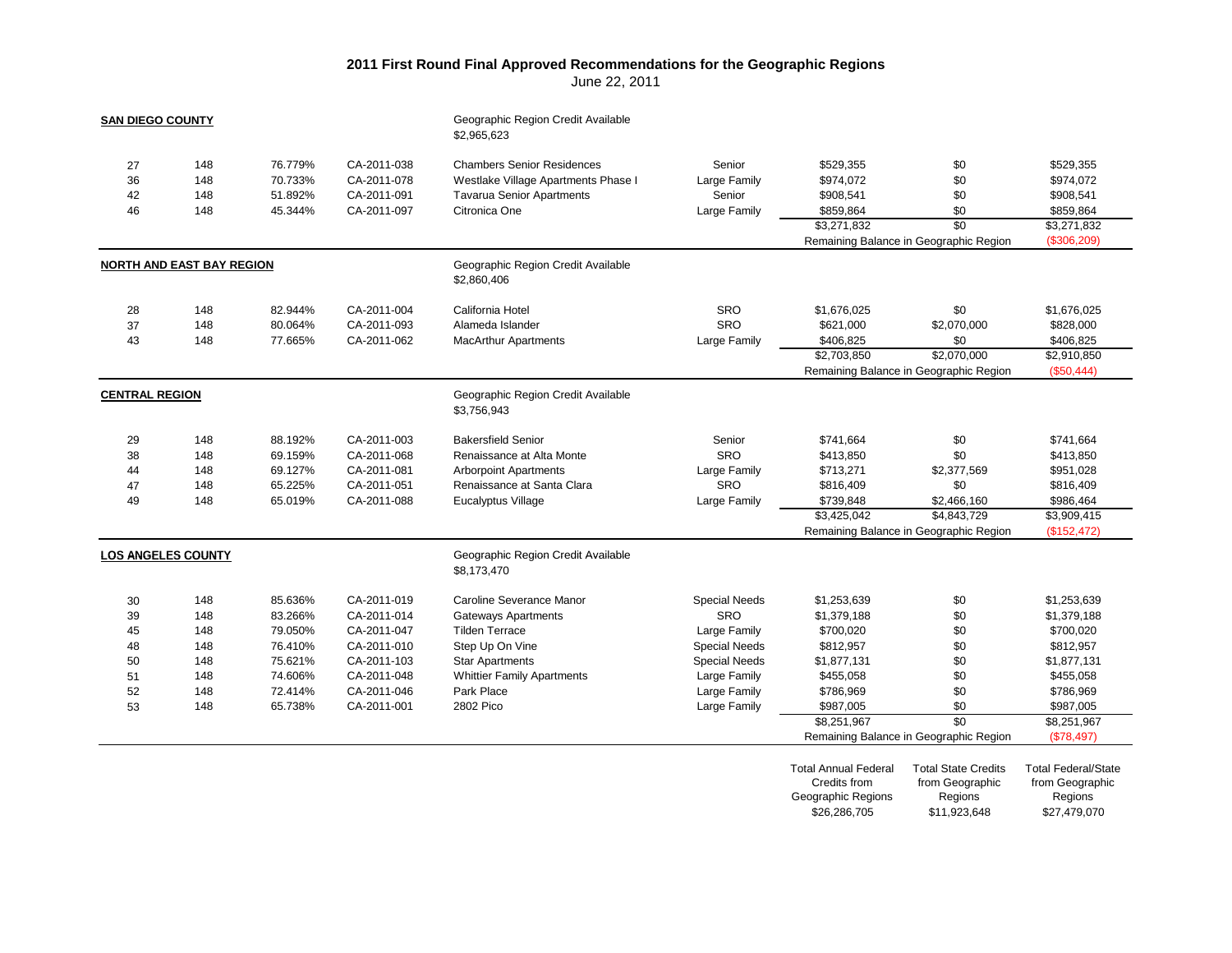# 2011 First Round Final Approved Recommendations for the Geographic Regions

June 22, 2011

## SAN DIEGO COUNTY

Geographic Region Credit Available
$2,965,623

| | | | | | | | | |
|---|---|---|---|---|---|---|---|---|
| 27 | 148 | 76.779% | CA-2011-038 | Chambers Senior Residences | Senior | $529,355 | $0 | $529,355 |
| 36 | 148 | 70.733% | CA-2011-078 | Westlake Village Apartments Phase I | Large Family | $974,072 | $0 | $974,072 |
| 42 | 148 | 51.892% | CA-2011-091 | Tavarua Senior Apartments | Senior | $908,541 | $0 | $908,541 |
| 46 | 148 | 45.344% | CA-2011-097 | Citronica One | Large Family | $859,864 | $0 | $859,864 |
| | | | | | | $3,271,832 | $0 | $3,271,832 |
| | | | | | | Remaining Balance in Geographic Region | | ($306,209) |

## NORTH AND EAST BAY REGION

Geographic Region Credit Available
$2,860,406

| | | | | | | | | |
|---|---|---|---|---|---|---|---|---|
| 28 | 148 | 82.944% | CA-2011-004 | California Hotel | SRO | $1,676,025 | $0 | $1,676,025 |
| 37 | 148 | 80.064% | CA-2011-093 | Alameda Islander | SRO | $621,000 | $2,070,000 | $828,000 |
| 43 | 148 | 77.665% | CA-2011-062 | MacArthur Apartments | Large Family | $406,825 | $0 | $406,825 |
| | | | | | | $2,703,850 | $2,070,000 | $2,910,850 |
| | | | | | | Remaining Balance in Geographic Region | | ($50,444) |

## CENTRAL REGION

Geographic Region Credit Available
$3,756,943

| | | | | | | | | |
|---|---|---|---|---|---|---|---|---|
| 29 | 148 | 88.192% | CA-2011-003 | Bakersfield Senior | Senior | $741,664 | $0 | $741,664 |
| 38 | 148 | 69.159% | CA-2011-068 | Renaissance at Alta Monte | SRO | $413,850 | $0 | $413,850 |
| 44 | 148 | 69.127% | CA-2011-081 | Arborpoint Apartments | Large Family | $713,271 | $2,377,569 | $951,028 |
| 47 | 148 | 65.225% | CA-2011-051 | Renaissance at Santa Clara | SRO | $816,409 | $0 | $816,409 |
| 49 | 148 | 65.019% | CA-2011-088 | Eucalyptus Village | Large Family | $739,848 | $2,466,160 | $986,464 |
| | | | | | | $3,425,042 | $4,843,729 | $3,909,415 |
| | | | | | | Remaining Balance in Geographic Region | | ($152,472) |

## LOS ANGELES COUNTY

Geographic Region Credit Available
$8,173,470

| | | | | | | | | |
|---|---|---|---|---|---|---|---|---|
| 30 | 148 | 85.636% | CA-2011-019 | Caroline Severance Manor | Special Needs | $1,253,639 | $0 | $1,253,639 |
| 39 | 148 | 83.266% | CA-2011-014 | Gateways Apartments | SRO | $1,379,188 | $0 | $1,379,188 |
| 45 | 148 | 79.050% | CA-2011-047 | Tilden Terrace | Large Family | $700,020 | $0 | $700,020 |
| 48 | 148 | 76.410% | CA-2011-010 | Step Up On Vine | Special Needs | $812,957 | $0 | $812,957 |
| 50 | 148 | 75.621% | CA-2011-103 | Star Apartments | Special Needs | $1,877,131 | $0 | $1,877,131 |
| 51 | 148 | 74.606% | CA-2011-048 | Whittier Family Apartments | Large Family | $455,058 | $0 | $455,058 |
| 52 | 148 | 72.414% | CA-2011-046 | Park Place | Large Family | $786,969 | $0 | $786,969 |
| 53 | 148 | 65.738% | CA-2011-001 | 2802 Pico | Large Family | $987,005 | $0 | $987,005 |
| | | | | | | $8,251,967 | $0 | $8,251,967 |
| | | | | | | Remaining Balance in Geographic Region | | ($78,497) |

| Total Annual Federal Credits from Geographic Regions | Total State Credits from Geographic Regions | Total Federal/State from Geographic Regions |
|---|---|---|
| $26,286,705 | $11,923,648 | $27,479,070 |